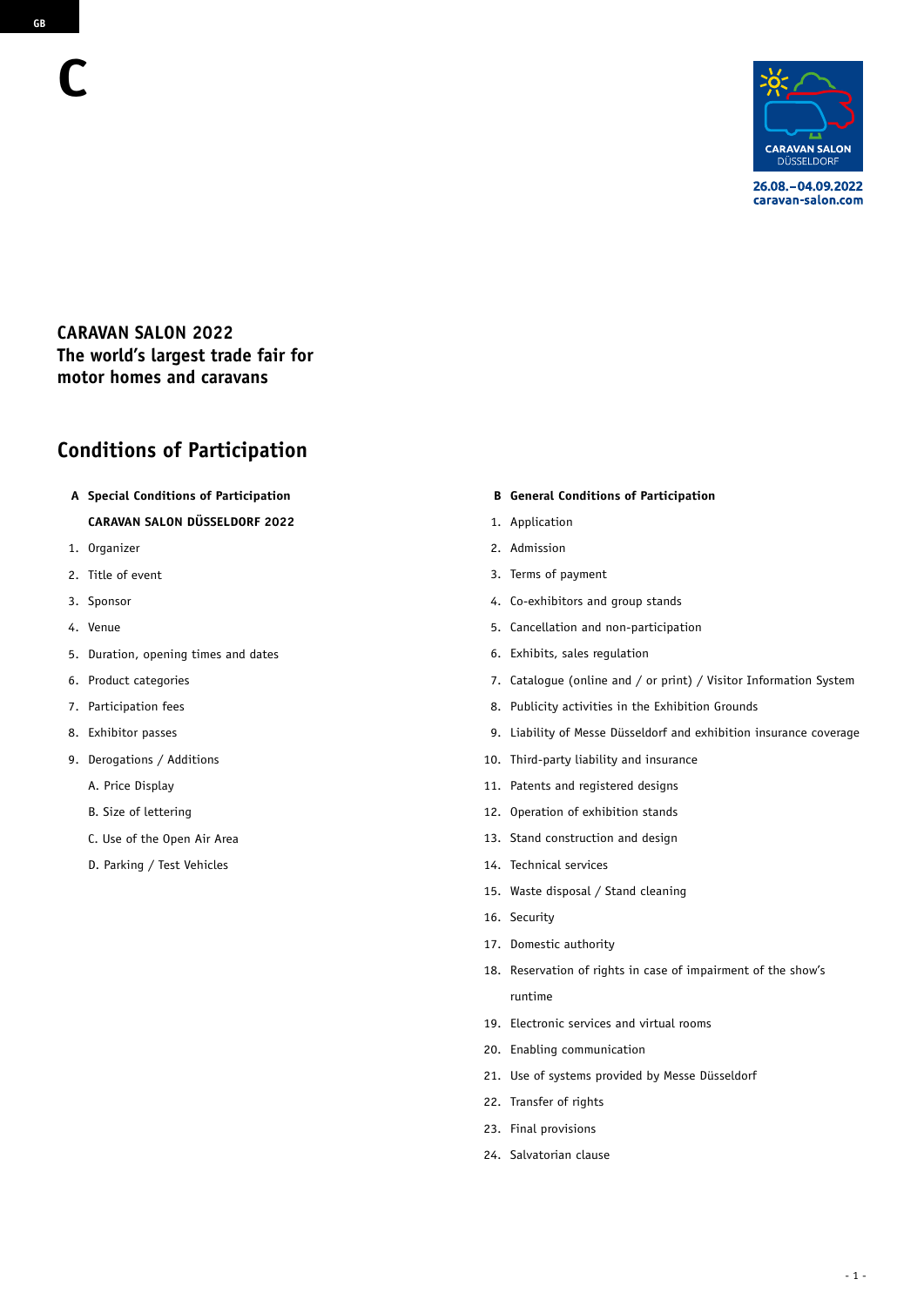C

CARAVAN SALON DÜSSELDORF

26.08.–04.09.2022
caravan-salon.com

**CARAVAN SALON 2022**
**The world's largest trade fair for motor homes and caravans**

# Conditions of Participation

**A Special Conditions of Participation**

**CARAVAN SALON DÜSSELDORF 2022**

1. Organizer
2. Title of event
3. Sponsor
4. Venue
5. Duration, opening times and dates
6. Product categories
7. Participation fees
8. Exhibitor passes
9. Derogations / Additions
   - A. Price Display
   - B. Size of lettering
   - C. Use of the Open Air Area
   - D. Parking / Test Vehicles

**B General Conditions of Participation**

1. Application
2. Admission
3. Terms of payment
4. Co-exhibitors and group stands
5. Cancellation and non-participation
6. Exhibits, sales regulation
7. Catalogue (online and / or print) / Visitor Information System
8. Publicity activities in the Exhibition Grounds
9. Liability of Messe Düsseldorf and exhibition insurance coverage
10. Third-party liability and insurance
11. Patents and registered designs
12. Operation of exhibition stands
13. Stand construction and design
14. Technical services
15. Waste disposal / Stand cleaning
16. Security
17. Domestic authority
18. Reservation of rights in case of impairment of the show's runtime
19. Electronic services and virtual rooms
20. Enabling communication
21. Use of systems provided by Messe Düsseldorf
22. Transfer of rights
23. Final provisions
24. Salvatorian clause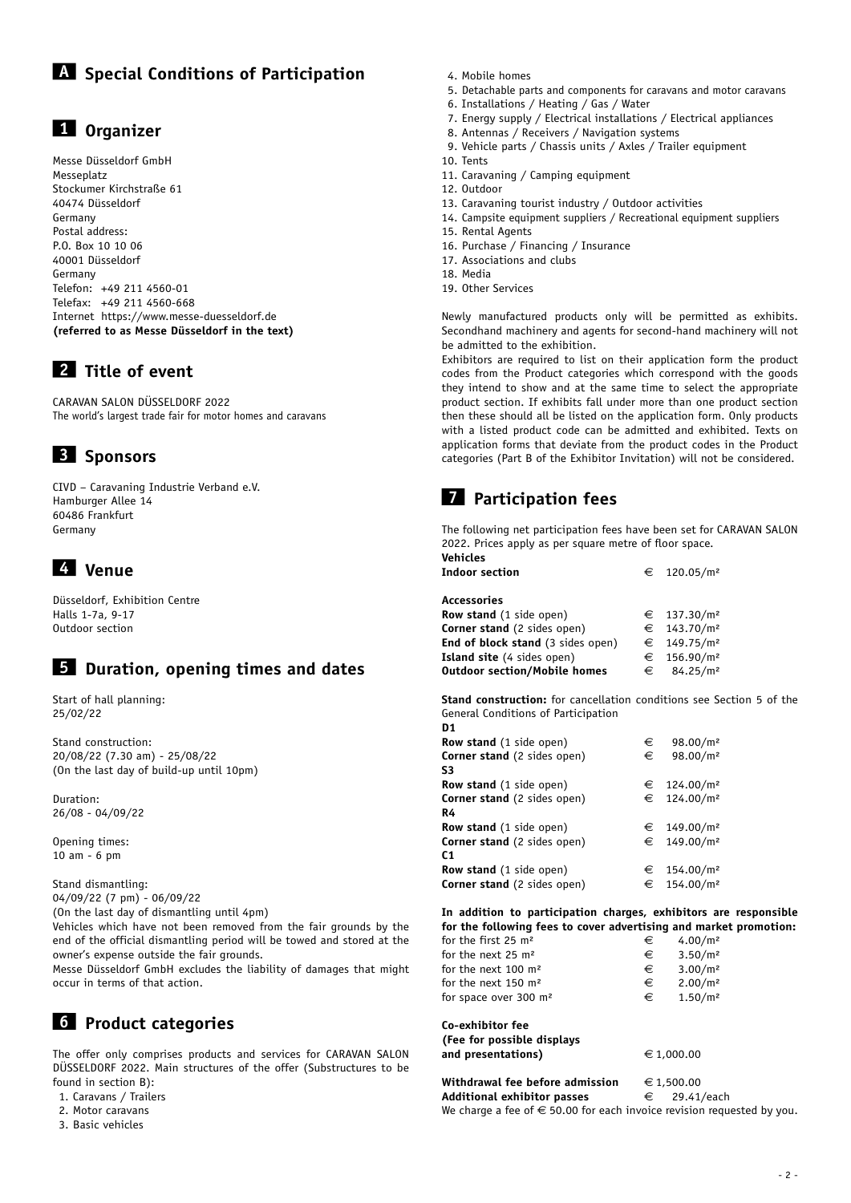# A Special Conditions of Participation

## 1 Organizer

Messe Düsseldorf GmbH
Messeplatz
Stockumer Kirchstraße 61
40474 Düsseldorf
Germany
Postal address:
P.O. Box 10 10 06
40001 Düsseldorf
Germany
Telefon: +49 211 4560-01
Telefax: +49 211 4560-668
Internet https://www.messe-duesseldorf.de
**(referred to as Messe Düsseldorf in the text)**

## 2 Title of event

CARAVAN SALON DÜSSELDORF 2022
The world's largest trade fair for motor homes and caravans

## 3 Sponsors

CIVD – Caravaning Industrie Verband e.V.
Hamburger Allee 14
60486 Frankfurt
Germany

## 4 Venue

Düsseldorf, Exhibition Centre
Halls 1-7a, 9-17
Outdoor section

## 5 Duration, opening times and dates

Start of hall planning:
25/02/22

Stand construction:
20/08/22 (7.30 am) - 25/08/22
(On the last day of build-up until 10pm)

Duration:
26/08 - 04/09/22

Opening times:
10 am - 6 pm

Stand dismantling:
04/09/22 (7 pm) - 06/09/22
(On the last day of dismantling until 4pm)
Vehicles which have not been removed from the fair grounds by the end of the official dismantling period will be towed and stored at the owner's expense outside the fair grounds.
Messe Düsseldorf GmbH excludes the liability of damages that might occur in terms of that action.

## 6 Product categories

The offer only comprises products and services for CARAVAN SALON DÜSSELDORF 2022. Main structures of the offer (Substructures to be found in section B):

1. Caravans / Trailers
2. Motor caravans
3. Basic vehicles
4. Mobile homes
5. Detachable parts and components for caravans and motor caravans
6. Installations / Heating / Gas / Water
7. Energy supply / Electrical installations / Electrical appliances
8. Antennas / Receivers / Navigation systems
9. Vehicle parts / Chassis units / Axles / Trailer equipment
10. Tents
11. Caravaning / Camping equipment
12. Outdoor
13. Caravaning tourist industry / Outdoor activities
14. Campsite equipment suppliers / Recreational equipment suppliers
15. Rental Agents
16. Purchase / Financing / Insurance
17. Associations and clubs
18. Media
19. Other Services

Newly manufactured products only will be permitted as exhibits. Secondhand machinery and agents for second-hand machinery will not be admitted to the exhibition.
Exhibitors are required to list on their application form the product codes from the Product categories which correspond with the goods they intend to show and at the same time to select the appropriate product section. If exhibits fall under more than one product section then these should all be listed on the application form. Only products with a listed product code can be admitted and exhibited. Texts on application forms that deviate from the product codes in the Product categories (Part B of the Exhibitor Invitation) will not be considered.

## 7 Participation fees

The following net participation fees have been set for CARAVAN SALON 2022. Prices apply as per square metre of floor space.

| | |
|---|---|
| **Vehicles** | |
| **Indoor section** | € 120.05/m² |
| **Accessories** | |
| **Row stand** (1 side open) | € 137.30/m² |
| **Corner stand** (2 sides open) | € 143.70/m² |
| **End of block stand** (3 sides open) | € 149.75/m² |
| **Island site** (4 sides open) | € 156.90/m² |
| **Outdoor section/Mobile homes** | € 84.25/m² |

**Stand construction:** for cancellation conditions see Section 5 of the General Conditions of Participation

| | |
|---|---|
| **D1** | |
| **Row stand** (1 side open) | € 98.00/m² |
| **Corner stand** (2 sides open) | € 98.00/m² |
| **S3** | |
| **Row stand** (1 side open) | € 124.00/m² |
| **Corner stand** (2 sides open) | € 124.00/m² |
| **R4** | |
| **Row stand** (1 side open) | € 149.00/m² |
| **Corner stand** (2 sides open) | € 149.00/m² |
| **C1** | |
| **Row stand** (1 side open) | € 154.00/m² |
| **Corner stand** (2 sides open) | € 154.00/m² |

**In addition to participation charges, exhibitors are responsible for the following fees to cover advertising and market promotion:**

| | |
|---|---|
| for the first 25 m² | € 4.00/m² |
| for the next 25 m² | € 3.50/m² |
| for the next 100 m² | € 3.00/m² |
| for the next 150 m² | € 2.00/m² |
| for space over 300 m² | € 1.50/m² |

| | |
|---|---|
| **Co-exhibitor fee (Fee for possible displays and presentations)** | € 1,000.00 |
| **Withdrawal fee before admission** | € 1,500.00 |
| **Additional exhibitor passes** | € 29.41/each |

We charge a fee of € 50.00 for each invoice revision requested by you.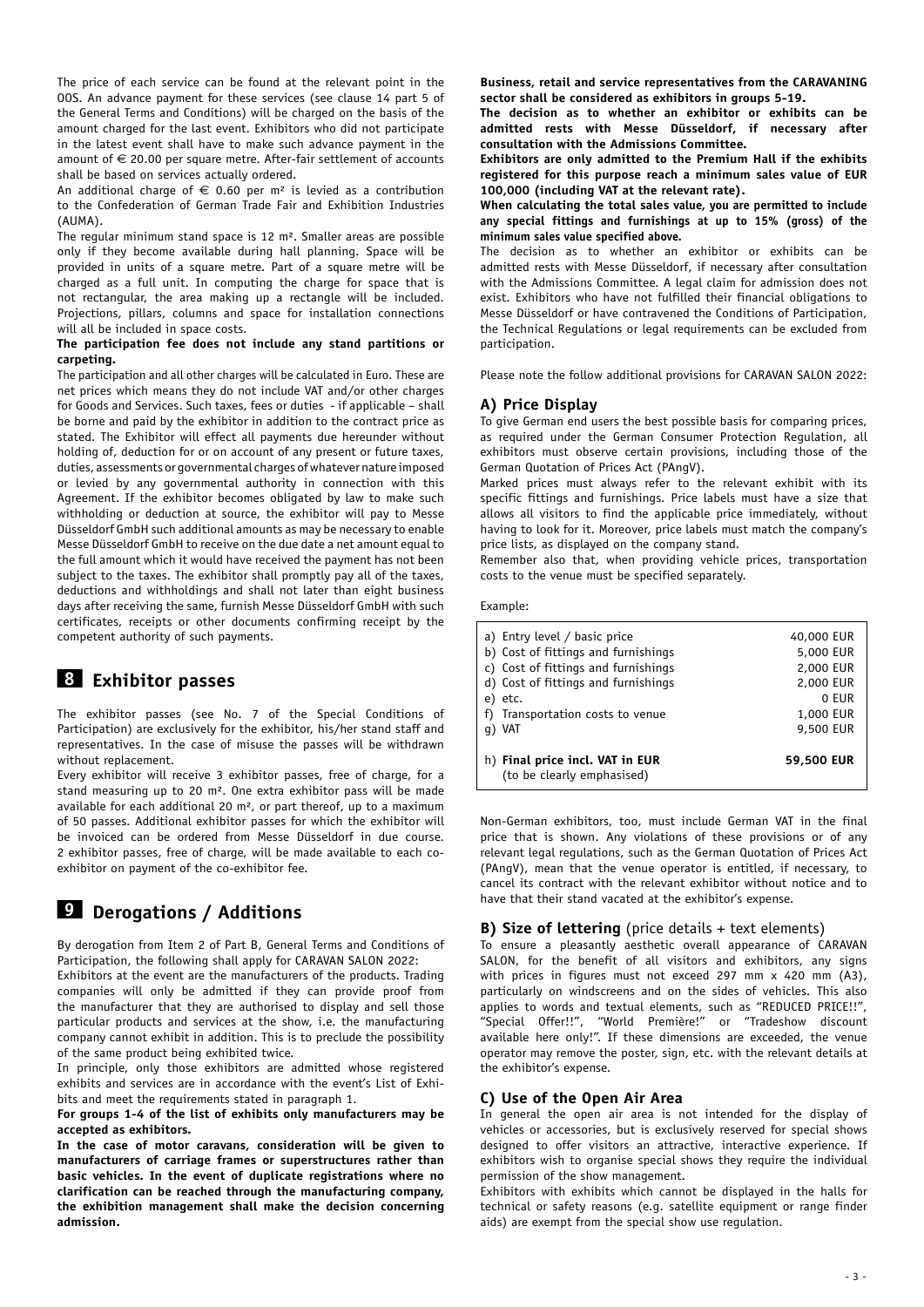The price of each service can be found at the relevant point in the OOS. An advance payment for these services (see clause 14 part 5 of the General Terms and Conditions) will be charged on the basis of the amount charged for the last event. Exhibitors who did not participate in the latest event shall have to make such advance payment in the amount of € 20.00 per square metre. After-fair settlement of accounts shall be based on services actually ordered.

An additional charge of € 0.60 per m² is levied as a contribution to the Confederation of German Trade Fair and Exhibition Industries (AUMA).

The regular minimum stand space is 12 m². Smaller areas are possible only if they become available during hall planning. Space will be provided in units of a square metre. Part of a square metre will be charged as a full unit. In computing the charge for space that is not rectangular, the area making up a rectangle will be included. Projections, pillars, columns and space for installation connections will all be included in space costs.

**The participation fee does not include any stand partitions or carpeting.**

The participation and all other charges will be calculated in Euro. These are net prices which means they do not include VAT and/or other charges for Goods and Services. Such taxes, fees or duties - if applicable – shall be borne and paid by the exhibitor in addition to the contract price as stated. The Exhibitor will effect all payments due hereunder without holding of, deduction for or on account of any present or future taxes, duties, assessments or governmental charges of whatever nature imposed or levied by any governmental authority in connection with this Agreement. If the exhibitor becomes obligated by law to make such withholding or deduction at source, the exhibitor will pay to Messe Düsseldorf GmbH such additional amounts as may be necessary to enable Messe Düsseldorf GmbH to receive on the due date a net amount equal to the full amount which it would have received the payment has not been subject to the taxes. The exhibitor shall promptly pay all of the taxes, deductions and withholdings and shall not later than eight business days after receiving the same, furnish Messe Düsseldorf GmbH with such certificates, receipts or other documents confirming receipt by the competent authority of such payments.

## 8 Exhibitor passes

The exhibitor passes (see No. 7 of the Special Conditions of Participation) are exclusively for the exhibitor, his/her stand staff and representatives. In the case of misuse the passes will be withdrawn without replacement.

Every exhibitor will receive 3 exhibitor passes, free of charge, for a stand measuring up to 20 m². One extra exhibitor pass will be made available for each additional 20 m², or part thereof, up to a maximum of 50 passes. Additional exhibitor passes for which the exhibitor will be invoiced can be ordered from Messe Düsseldorf in due course. 2 exhibitor passes, free of charge, will be made available to each co-exhibitor on payment of the co-exhibitor fee.

## 9 Derogations / Additions

By derogation from Item 2 of Part B, General Terms and Conditions of Participation, the following shall apply for CARAVAN SALON 2022:

Exhibitors at the event are the manufacturers of the products. Trading companies will only be admitted if they can provide proof from the manufacturer that they are authorised to display and sell those particular products and services at the show, i.e. the manufacturing company cannot exhibit in addition. This is to preclude the possibility of the same product being exhibited twice.

In principle, only those exhibitors are admitted whose registered exhibits and services are in accordance with the event's List of Exhibits and meet the requirements stated in paragraph 1.

**For groups 1-4 of the list of exhibits only manufacturers may be accepted as exhibitors.**

**In the case of motor caravans, consideration will be given to manufacturers of carriage frames or superstructures rather than basic vehicles. In the event of duplicate registrations where no clarification can be reached through the manufacturing company, the exhibition management shall make the decision concerning admission.**

**Business, retail and service representatives from the CARAVANING sector shall be considered as exhibitors in groups 5-19.**

**The decision as to whether an exhibitor or exhibits can be admitted rests with Messe Düsseldorf, if necessary after consultation with the Admissions Committee.**

**Exhibitors are only admitted to the Premium Hall if the exhibits registered for this purpose reach a minimum sales value of EUR 100,000 (including VAT at the relevant rate).**

**When calculating the total sales value, you are permitted to include any special fittings and furnishings at up to 15% (gross) of the minimum sales value specified above.**

The decision as to whether an exhibitor or exhibits can be admitted rests with Messe Düsseldorf, if necessary after consultation with the Admissions Committee. A legal claim for admission does not exist. Exhibitors who have not fulfilled their financial obligations to Messe Düsseldorf or have contravened the Conditions of Participation, the Technical Regulations or legal requirements can be excluded from participation.

Please note the follow additional provisions for CARAVAN SALON 2022:

### A) Price Display

To give German end users the best possible basis for comparing prices, as required under the German Consumer Protection Regulation, all exhibitors must observe certain provisions, including those of the German Quotation of Prices Act (PAngV).

Marked prices must always refer to the relevant exhibit with its specific fittings and furnishings. Price labels must have a size that allows all visitors to find the applicable price immediately, without having to look for it. Moreover, price labels must match the company's price lists, as displayed on the company stand.

Remember also that, when providing vehicle prices, transportation costs to the venue must be specified separately.

Example:

| | |
|---|---|
| a) Entry level / basic price | 40,000 EUR |
| b) Cost of fittings and furnishings | 5,000 EUR |
| c) Cost of fittings and furnishings | 2,000 EUR |
| d) Cost of fittings and furnishings | 2,000 EUR |
| e) etc. | 0 EUR |
| f) Transportation costs to venue | 1,000 EUR |
| g) VAT | 9,500 EUR |
| h) **Final price incl. VAT in EUR** (to be clearly emphasised) | **59,500 EUR** |

Non-German exhibitors, too, must include German VAT in the final price that is shown. Any violations of these provisions or of any relevant legal regulations, such as the German Quotation of Prices Act (PAngV), mean that the venue operator is entitled, if necessary, to cancel its contract with the relevant exhibitor without notice and to have that their stand vacated at the exhibitor's expense.

### B) Size of lettering (price details + text elements)

To ensure a pleasantly aesthetic overall appearance of CARAVAN SALON, for the benefit of all visitors and exhibitors, any signs with prices in figures must not exceed 297 mm x 420 mm (A3), particularly on windscreens and on the sides of vehicles. This also applies to words and textual elements, such as "REDUCED PRICE!!", "Special Offer!!", "World Première!" or "Tradeshow discount available here only!". If these dimensions are exceeded, the venue operator may remove the poster, sign, etc. with the relevant details at the exhibitor's expense.

### C) Use of the Open Air Area

In general the open air area is not intended for the display of vehicles or accessories, but is exclusively reserved for special shows designed to offer visitors an attractive, interactive experience. If exhibitors wish to organise special shows they require the individual permission of the show management.

Exhibitors with exhibits which cannot be displayed in the halls for technical or safety reasons (e.g. satellite equipment or range finder aids) are exempt from the special show use regulation.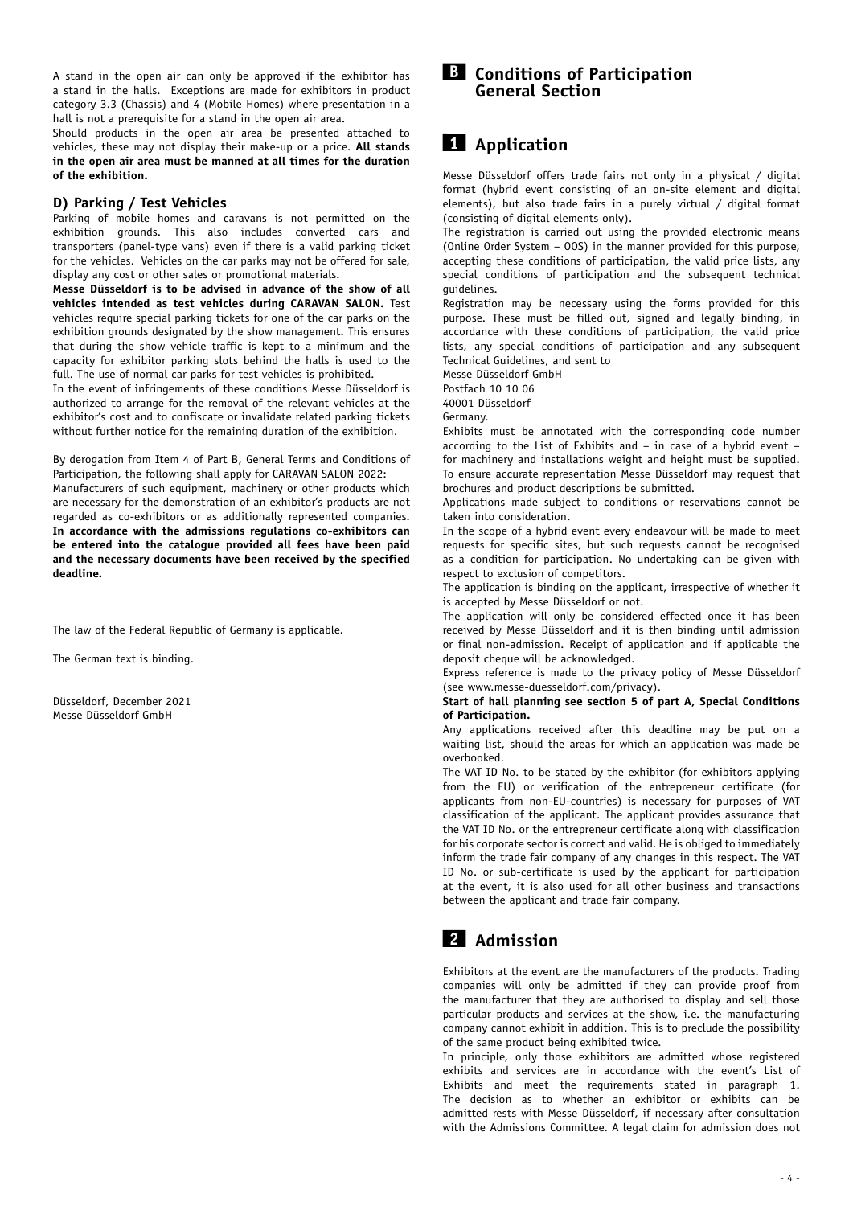A stand in the open air can only be approved if the exhibitor has a stand in the halls. Exceptions are made for exhibitors in product category 3.3 (Chassis) and 4 (Mobile Homes) where presentation in a hall is not a prerequisite for a stand in the open air area.

Should products in the open air area be presented attached to vehicles, these may not display their make-up or a price. **All stands in the open air area must be manned at all times for the duration of the exhibition.**

### D) Parking / Test Vehicles

Parking of mobile homes and caravans is not permitted on the exhibition grounds. This also includes converted cars and transporters (panel-type vans) even if there is a valid parking ticket for the vehicles. Vehicles on the car parks may not be offered for sale, display any cost or other sales or promotional materials.

**Messe Düsseldorf is to be advised in advance of the show of all vehicles intended as test vehicles during CARAVAN SALON.** Test vehicles require special parking tickets for one of the car parks on the exhibition grounds designated by the show management. This ensures that during the show vehicle traffic is kept to a minimum and the capacity for exhibitor parking slots behind the halls is used to the full. The use of normal car parks for test vehicles is prohibited.

In the event of infringements of these conditions Messe Düsseldorf is authorized to arrange for the removal of the relevant vehicles at the exhibitor's cost and to confiscate or invalidate related parking tickets without further notice for the remaining duration of the exhibition.

By derogation from Item 4 of Part B, General Terms and Conditions of Participation, the following shall apply for CARAVAN SALON 2022:

Manufacturers of such equipment, machinery or other products which are necessary for the demonstration of an exhibitor's products are not regarded as co-exhibitors or as additionally represented companies. **In accordance with the admissions regulations co-exhibitors can be entered into the catalogue provided all fees have been paid and the necessary documents have been received by the specified deadline.**

The law of the Federal Republic of Germany is applicable.

The German text is binding.

Düsseldorf, December 2021
Messe Düsseldorf GmbH

# B Conditions of Participation General Section

## 1 Application

Messe Düsseldorf offers trade fairs not only in a physical / digital format (hybrid event consisting of an on-site element and digital elements), but also trade fairs in a purely virtual / digital format (consisting of digital elements only).

The registration is carried out using the provided electronic means (Online Order System – OOS) in the manner provided for this purpose, accepting these conditions of participation, the valid price lists, any special conditions of participation and the subsequent technical guidelines.

Registration may be necessary using the forms provided for this purpose. These must be filled out, signed and legally binding, in accordance with these conditions of participation, the valid price lists, any special conditions of participation and any subsequent Technical Guidelines, and sent to

Messe Düsseldorf GmbH
Postfach 10 10 06
40001 Düsseldorf
Germany.

Exhibits must be annotated with the corresponding code number according to the List of Exhibits and – in case of a hybrid event – for machinery and installations weight and height must be supplied. To ensure accurate representation Messe Düsseldorf may request that brochures and product descriptions be submitted.

Applications made subject to conditions or reservations cannot be taken into consideration.

In the scope of a hybrid event every endeavour will be made to meet requests for specific sites, but such requests cannot be recognised as a condition for participation. No undertaking can be given with respect to exclusion of competitors.

The application is binding on the applicant, irrespective of whether it is accepted by Messe Düsseldorf or not.

The application will only be considered effected once it has been received by Messe Düsseldorf and it is then binding until admission or final non-admission. Receipt of application and if applicable the deposit cheque will be acknowledged.

Express reference is made to the privacy policy of Messe Düsseldorf (see www.messe-duesseldorf.com/privacy).

**Start of hall planning see section 5 of part A, Special Conditions of Participation.**

Any applications received after this deadline may be put on a waiting list, should the areas for which an application was made be overbooked.

The VAT ID No. to be stated by the exhibitor (for exhibitors applying from the EU) or verification of the entrepreneur certificate (for applicants from non-EU-countries) is necessary for purposes of VAT classification of the applicant. The applicant provides assurance that the VAT ID No. or the entrepreneur certificate along with classification for his corporate sector is correct and valid. He is obliged to immediately inform the trade fair company of any changes in this respect. The VAT ID No. or sub-certificate is used by the applicant for participation at the event, it is also used for all other business and transactions between the applicant and trade fair company.

## 2 Admission

Exhibitors at the event are the manufacturers of the products. Trading companies will only be admitted if they can provide proof from the manufacturer that they are authorised to display and sell those particular products and services at the show, i.e. the manufacturing company cannot exhibit in addition. This is to preclude the possibility of the same product being exhibited twice.

In principle, only those exhibitors are admitted whose registered exhibits and services are in accordance with the event's List of Exhibits and meet the requirements stated in paragraph 1. The decision as to whether an exhibitor or exhibits can be admitted rests with Messe Düsseldorf, if necessary after consultation with the Admissions Committee. A legal claim for admission does not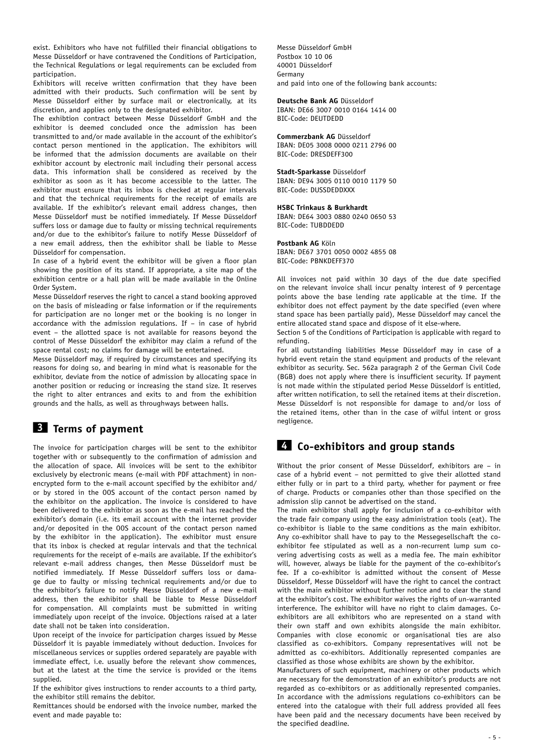exist. Exhibitors who have not fulfilled their financial obligations to Messe Düsseldorf or have contravened the Conditions of Participation, the Technical Regulations or legal requirements can be excluded from participation.

Exhibitors will receive written confirmation that they have been admitted with their products. Such confirmation will be sent by Messe Düsseldorf either by surface mail or electronically, at its discretion, and applies only to the designated exhibitor.

The exhibtion contract between Messe Düsseldorf GmbH and the exhibitor is deemed concluded once the admission has been transmitted to and/or made available in the account of the exhibitor's contact person mentioned in the application. The exhibitors will be informed that the admission documents are available on their exhibitor account by electronic mail including their personal access data. This information shall be considered as received by the exhibitor as soon as it has become accessible to the latter. The exhibitor must ensure that its inbox is checked at regular intervals and that the technical requirements for the receipt of emails are available. If the exhibitor's relevant email address changes, then Messe Düsseldorf must be notified immediately. If Messe Düsseldorf suffers loss or damage due to faulty or missing technical requirements and/or due to the exhibitor's failure to notify Messe Düsseldorf of a new email address, then the exhibitor shall be liable to Messe Düsseldorf for compensation.

In case of a hybrid event the exhibitor will be given a floor plan showing the position of its stand. If appropriate, a site map of the exhibition centre or a hall plan will be made available in the Online Order System.

Messe Düsseldorf reserves the right to cancel a stand booking approved on the basis of misleading or false information or if the requirements for participation are no longer met or the booking is no longer in accordance with the admission regulations. If – in case of hybrid event – the allotted space is not available for reasons beyond the control of Messe Düsseldorf the exhibitor may claim a refund of the space rental cost; no claims for damage will be entertained.

Messe Düsseldorf may, if required by circumstances and specifying its reasons for doing so, and bearing in mind what is reasonable for the exhibitor, deviate from the notice of admission by allocating space in another position or reducing or increasing the stand size. It reserves the right to alter entrances and exits to and from the exhibition grounds and the halls, as well as throughways between halls.

## 3 Terms of payment

The invoice for participation charges will be sent to the exhibitor together with or subsequently to the confirmation of admission and the allocation of space. All invoices will be sent to the exhibitor exclusively by electronic means (e-mail with PDF attachment) in non-encrypted form to the e-mail account specified by the exhibitor and/or by stored in the OOS account of the contact person named by the exhibitor on the application. The invoice is considered to have been delivered to the exhibitor as soon as the e-mail has reached the exhibitor's domain (i.e. its email account with the internet provider and/or deposited in the OOS account of the contact person named by the exhibitor in the application). The exhibitor must ensure that its inbox is checked at regular intervals and that the technical requirements for the receipt of e-mails are available. If the exhibitor's relevant e-mail address changes, then Messe Düsseldorf must be notified immediately. If Messe Düsseldorf suffers loss or damage due to faulty or missing technical requirements and/or due to the exhibitor's failure to notify Messe Düsseldorf of a new e-mail address, then the exhibitor shall be liable to Messe Düsseldorf for compensation. All complaints must be submitted in writing immediately upon receipt of the invoice. Objections raised at a later date shall not be taken into consideration.

Upon receipt of the invoice for participation charges issued by Messe Düsseldorf it is payable immediately without deduction. Invoices for miscellaneous services or supplies ordered separately are payable with immediate effect, i.e. usually before the relevant show commences, but at the latest at the time the service is provided or the items supplied.

If the exhibitor gives instructions to render accounts to a third party, the exhibitor still remains the debitor.

Remittances should be endorsed with the invoice number, marked the event and made payable to:

Messe Düsseldorf GmbH
Postbox 10 10 06
40001 Düsseldorf
Germany
and paid into one of the following bank accounts:

**Deutsche Bank AG** Düsseldorf
IBAN: DE66 3007 0010 0164 1414 00
BIC-Code: DEUTDEDD

**Commerzbank AG** Düsseldorf
IBAN: DE05 3008 0000 0211 2796 00
BIC-Code: DRESDEFF300

**Stadt-Sparkasse** Düsseldorf
IBAN: DE94 3005 0110 0010 1179 50
BIC-Code: DUSSDEDDXXX

**HSBC Trinkaus & Burkhardt**
IBAN: DE64 3003 0880 0240 0650 53
BIC-Code: TUBDDEDD

**Postbank AG** Köln
IBAN: DE67 3701 0050 0002 4855 08
BIC-Code: PBNKDEFF370

All invoices not paid within 30 days of the due date specified on the relevant invoice shall incur penalty interest of 9 percentage points above the base lending rate applicable at the time. If the exhibitor does not effect payment by the date specified (even where stand space has been partially paid), Messe Düsseldorf may cancel the entire allocated stand space and dispose of it else-where.

Section 5 of the Conditions of Participation is applicable with regard to refunding.

For all outstanding liabilities Messe Düsseldorf may in case of a hybrid event retain the stand equipment and products of the relevant exhibitor as security. Sec. 562a paragraph 2 of the German Civil Code (BGB) does not apply where there is insufficient security. If payment is not made within the stipulated period Messe Düsseldorf is entitled, after written notification, to sell the retained items at their discretion. Messe Düsseldorf is not responsible for damage to and/or loss of the retained items, other than in the case of wilful intent or gross negligence.

## 4 Co-exhibitors and group stands

Without the prior consent of Messe Düsseldorf, exhibitors are – in case of a hybrid event – not permitted to give their allotted stand either fully or in part to a third party, whether for payment or free of charge. Products or companies other than those specified on the admission slip cannot be advertised on the stand.

The main exhibitor shall apply for inclusion of a co-exhibitor with the trade fair company using the easy administration tools (eat). The co-exhibitor is liable to the same conditions as the main exhibitor. Any co-exhibitor shall have to pay to the Messegesellschaft the co-exhibitor fee stipulated as well as a non-recurrent lump sum covering advertising costs as well as a media fee. The main exhibitor will, however, always be liable for the payment of the co-exhibitor's fee. If a co-exhibitor is admitted without the consent of Messe Düsseldorf, Messe Düsseldorf will have the right to cancel the contract with the main exhibitor without further notice and to clear the stand at the exhibitor's cost. The exhibitor waives the rights of un-warranted interference. The exhibitor will have no right to claim damages. Co-exhibitors are all exhibitors who are represented on a stand with their own staff and own exhibits alongside the main exhibitor. Companies with close economic or organisational ties are also classified as co-exhibitors. Company representatives will not be admitted as co-exhibitors. Additionally represented companies are classified as those whose exhibits are shown by the exhibitor.

Manufacturers of such equipment, machinery or other products which are necessary for the demonstration of an exhibitor's products are not regarded as co-exhibitors or as additionally represented companies. In accordance with the admissions regulations co-exhibitors can be entered into the catalogue with their full address provided all fees have been paid and the necessary documents have been received by the specified deadline.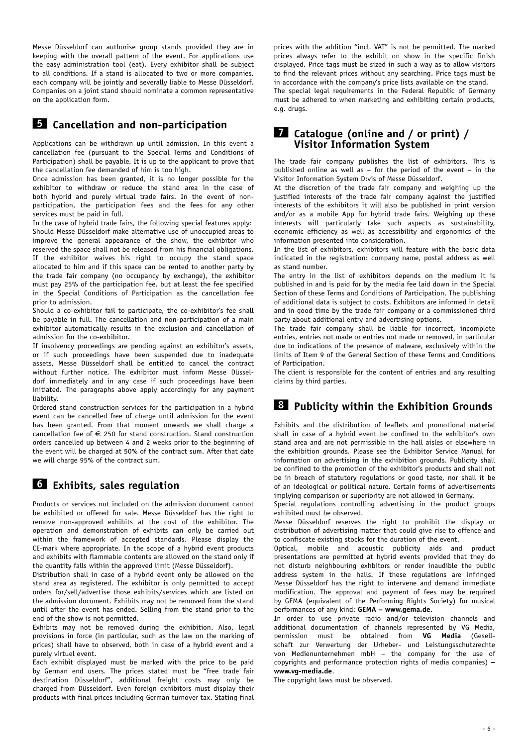Messe Düsseldorf can authorise group stands provided they are in keeping with the overall pattern of the event. For applications use the easy administration tool (eat). Every exhibitor shall be subject to all conditions. If a stand is allocated to two or more companies, each company will be jointly and severally liable to Messe Düsseldorf. Companies on a joint stand should nominate a common representative on the application form.

## 5 Cancellation and non-participation

Applications can be withdrawn up until admission. In this event a cancellation fee (pursuant to the Special Terms and Conditions of Participation) shall be payable. It is up to the applicant to prove that the cancellation fee demanded of him is too high.

Once admission has been granted, it is no longer possible for the exhibitor to withdraw or reduce the stand area in the case of both hybrid and purely virtual trade fairs. In the event of non-participation, the participation fees and the fees for any other services must be paid in full.

In the case of hybrid trade fairs, the following special features apply: Should Messe Düsseldorf make alternative use of unoccupied areas to improve the general appearance of the show, the exhibitor who reserved the space shall not be released from his financial obligations. If the exhibitor waives his right to occupy the stand space allocated to him and if this space can be rented to another party by the trade fair company (no occupancy by exchange), the exhibitor must pay 25% of the participation fee, but at least the fee specified in the Special Conditions of Participation as the cancellation fee prior to admission.

Should a co-exhibitor fail to participate, the co-exhibitor's fee shall be payable in full. The cancellation and non-participation of a main exhibitor automatically results in the exclusion and cancellation of admission for the co-exhibitor.

If insolvency proceedings are pending against an exhibitor's assets, or if such proceedings have been suspended due to inadequate assets, Messe Düsseldorf shall be entitled to cancel the contract without further notice. The exhibitor must inform Messe Düsseldorf immediately and in any case if such proceedings have been initiated. The paragraphs above apply accordingly for any payment liability.

Ordered stand construction services for the participation in a hybrid event can be cancelled free of charge until admission for the event has been granted. From that moment onwards we shall charge a cancellation fee of € 250 for stand construction. Stand construction orders cancelled up between 4 and 2 weeks prior to the beginning of the event will be charged at 50% of the contract sum. After that date we will charge 95% of the contract sum.

## 6 Exhibits, sales regulation

Products or services not included on the admission document cannot be exhibited or offered for sale. Messe Düsseldorf has the right to remove non-approved exhibits at the cost of the exhibitor. The operation and demonstration of exhibits can only be carried out within the framework of accepted standards. Please display the CE-mark where appropriate. In the scope of a hybrid event products and exhibits with flammable contents are allowed on the stand only if the quantity falls within the approved limit (Messe Düsseldorf).

Distribution shall in case of a hybrid event only be allowed on the stand area as registered. The exhibitor is only permitted to accept orders for/sell/advertise those exhibits/services which are listed on the admission document. Exhibits may not be removed from the stand until after the event has ended. Selling from the stand prior to the end of the show is not permitted.

Exhibits may not be removed during the exhibition. Also, legal provisions in force (in particular, such as the law on the marking of prices) shall have to observed, both in case of a hybrid event and a purely virtuel event.

Each exhibit displayed must be marked with the price to be paid by German end users. The prices stated must be "free trade fair destination Düsseldorf", additional freight costs may only be charged from Düsseldorf. Even foreign exhibitors must display their products with final prices including German turnover tax. Stating final prices with the addition "incl. VAT" is not be permitted. The marked prices always refer to the exhibit on show in the specific finish displayed. Price tags must be sized in such a way as to allow visitors to find the relevant prices without any searching. Price tags must be in accordance with the company's price lists available on the stand.

The special legal requirements in the Federal Republic of Germany must be adhered to when marketing and exhibiting certain products, e.g. drugs.

## 7 Catalogue (online and / or print) / Visitor Information System

The trade fair company publishes the list of exhibitors. This is published online as well as – for the period of the event – in the Visitor Information System D:vis of Messe Düsseldorf.

At the discretion of the trade fair company and weighing up the justified interests of the trade fair company against the justified interests of the exhibitors it will also be published in print version and/or as a mobile App for hybrid trade fairs. Weighing up these interests will particularly take such aspects as sustainability, economic efficiency as well as accessibility and ergonomics of the information presented into consideration.

In the list of exhibitors, exhibitors will feature with the basic data indicated in the registration: company name, postal address as well as stand number.

The entry in the list of exhibitors depends on the medium it is published in and is paid for by the media fee laid down in the Special Section of these Terms and Conditions of Participation. The publishing of additional data is subject to costs. Exhibitors are informed in detail and in good time by the trade fair company or a commissioned third party about additional entry and advertising options.

The trade fair company shall be liable for incorrect, incomplete entries, entries not made or entries not made or removed, in particular due to indications of the presence of malware, exclusively within the limits of Item 9 of the General Section of these Terms and Conditions of Participation.

The client is responsible for the content of entries and any resulting claims by third parties.

## 8 Publicity within the Exhibition Grounds

Exhibits and the distribution of leaflets and promotional material shall in case of a hybrid event be confined to the exhibitor's own stand area and are not permissible in the hall aisles or elsewhere in the exhibition grounds. Please see the Exhibitor Service Manual for information on advertising in the exhibition grounds. Publicity shall be confined to the promotion of the exhibitor's products and shall not be in breach of statutory regulations or good taste, nor shall it be of an ideological or political nature. Certain forms of advertisements implying comparison or superiority are not allowed in Germany.

Special regulations controlling advertising in the product groups exhibited must be observed.

Messe Düsseldorf reserves the right to prohibit the display or distribution of advertising matter that could give rise to offence and to confiscate existing stocks for the duration of the event.

Optical, mobile and acoustic publicity aids and product presentations are permitted at hybrid events provided that they do not disturb neighbouring exhbitors or render inaudible the public address system in the halls. If these regulations are infringed Messe Düsseldorf has the right to intervene and demand immediate modification. The approval and payment of fees may be required by GEMA (equivalent of the Performing Rights Society) for musical performances of any kind: **GEMA – www.gema.de**.

In order to use private radio and/or television channels and additional documentation of channels represented by VG Media, permission must be obtained from **VG Media** (Gesellschaft zur Verwertung der Urheber- und Leistungsschutzrechte von Medienunternehmen mbH – the company for the use of copyrights and performance protection rights of media companies) **– www.vg-media.de**.

The copyright laws must be observed.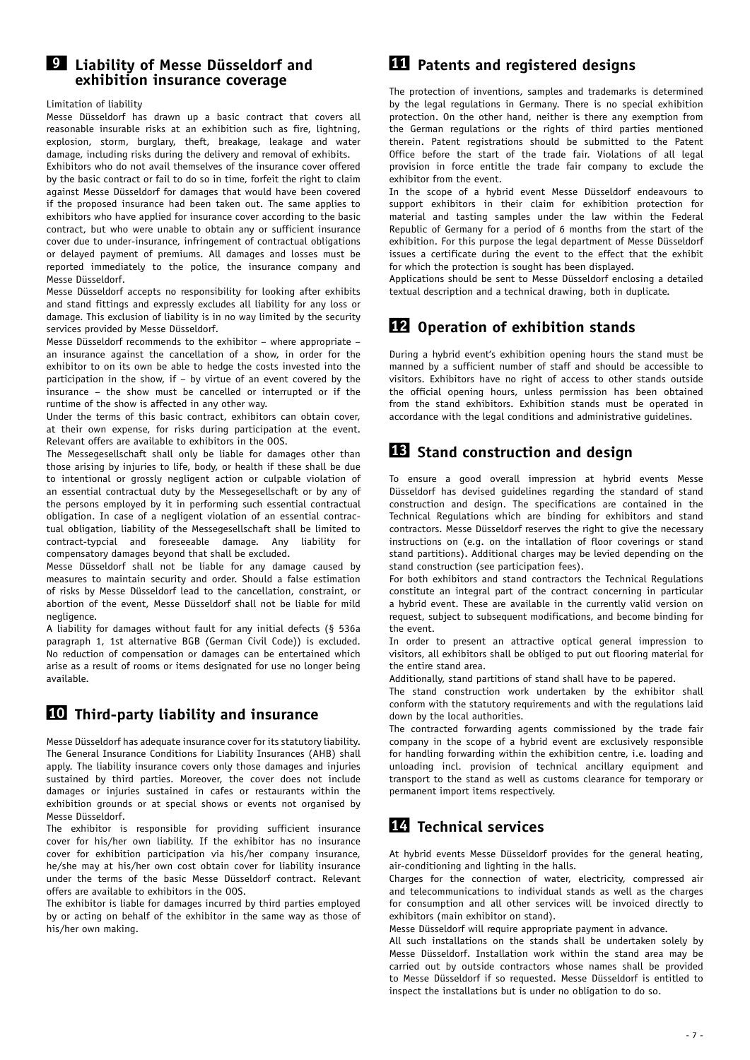## 9 Liability of Messe Düsseldorf and exhibition insurance coverage

Limitation of liability

Messe Düsseldorf has drawn up a basic contract that covers all reasonable insurable risks at an exhibition such as fire, lightning, explosion, storm, burglary, theft, breakage, leakage and water damage, including risks during the delivery and removal of exhibits.

Exhibitors who do not avail themselves of the insurance cover offered by the basic contract or fail to do so in time, forfeit the right to claim against Messe Düsseldorf for damages that would have been covered if the proposed insurance had been taken out. The same applies to exhibitors who have applied for insurance cover according to the basic contract, but who were unable to obtain any or sufficient insurance cover due to under-insurance, infringement of contractual obligations or delayed payment of premiums. All damages and losses must be reported immediately to the police, the insurance company and Messe Düsseldorf.

Messe Düsseldorf accepts no responsibility for looking after exhibits and stand fittings and expressly excludes all liability for any loss or damage. This exclusion of liability is in no way limited by the security services provided by Messe Düsseldorf.

Messe Düsseldorf recommends to the exhibitor – where appropriate – an insurance against the cancellation of a show, in order for the exhibitor to on its own be able to hedge the costs invested into the participation in the show, if – by virtue of an event covered by the insurance – the show must be cancelled or interrupted or if the runtime of the show is affected in any other way.

Under the terms of this basic contract, exhibitors can obtain cover, at their own expense, for risks during participation at the event. Relevant offers are available to exhibitors in the OOS.

The Messegesellschaft shall only be liable for damages other than those arising by injuries to life, body, or health if these shall be due to intentional or grossly negligent action or culpable violation of an essential contractual duty by the Messegesellschaft or by any of the persons employed by it in performing such essential contractual obligation. In case of a negligent violation of an essential contractual obligation, liability of the Messegesellschaft shall be limited to contract-typcial and foreseeable damage. Any liability for compensatory damages beyond that shall be excluded.

Messe Düsseldorf shall not be liable for any damage caused by measures to maintain security and order. Should a false estimation of risks by Messe Düsseldorf lead to the cancellation, constraint, or abortion of the event, Messe Düsseldorf shall not be liable for mild negligence.

A liability for damages without fault for any initial defects (§ 536a paragraph 1, 1st alternative BGB (German Civil Code)) is excluded. No reduction of compensation or damages can be entertained which arise as a result of rooms or items designated for use no longer being available.

## 10 Third-party liability and insurance

Messe Düsseldorf has adequate insurance cover for its statutory liability. The General Insurance Conditions for Liability Insurances (AHB) shall apply. The liability insurance covers only those damages and injuries sustained by third parties. Moreover, the cover does not include damages or injuries sustained in cafes or restaurants within the exhibition grounds or at special shows or events not organised by Messe Düsseldorf.

The exhibitor is responsible for providing sufficient insurance cover for his/her own liability. If the exhibitor has no insurance cover for exhibition participation via his/her company insurance, he/she may at his/her own cost obtain cover for liability insurance under the terms of the basic Messe Düsseldorf contract. Relevant offers are available to exhibitors in the OOS.

The exhibitor is liable for damages incurred by third parties employed by or acting on behalf of the exhibitor in the same way as those of his/her own making.

## 11 Patents and registered designs

The protection of inventions, samples and trademarks is determined by the legal regulations in Germany. There is no special exhibition protection. On the other hand, neither is there any exemption from the German regulations or the rights of third parties mentioned therein. Patent registrations should be submitted to the Patent Office before the start of the trade fair. Violations of all legal provision in force entitle the trade fair company to exclude the exhibitor from the event.

In the scope of a hybrid event Messe Düsseldorf endeavours to support exhibitors in their claim for exhibition protection for material and tasting samples under the law within the Federal Republic of Germany for a period of 6 months from the start of the exhibition. For this purpose the legal department of Messe Düsseldorf issues a certificate during the event to the effect that the exhibit for which the protection is sought has been displayed.

Applications should be sent to Messe Düsseldorf enclosing a detailed textual description and a technical drawing, both in duplicate.

## 12 Operation of exhibition stands

During a hybrid event's exhibition opening hours the stand must be manned by a sufficient number of staff and should be accessible to visitors. Exhibitors have no right of access to other stands outside the official opening hours, unless permission has been obtained from the stand exhibitors. Exhibition stands must be operated in accordance with the legal conditions and administrative guidelines.

## 13 Stand construction and design

To ensure a good overall impression at hybrid events Messe Düsseldorf has devised guidelines regarding the standard of stand construction and design. The specifications are contained in the Technical Regulations which are binding for exhibitors and stand contractors. Messe Düsseldorf reserves the right to give the necessary instructions on (e.g. on the intallation of floor coverings or stand stand partitions). Additional charges may be levied depending on the stand construction (see participation fees).

For both exhibitors and stand contractors the Technical Regulations constitute an integral part of the contract concerning in particular a hybrid event. These are available in the currently valid version on request, subject to subsequent modifications, and become binding for the event.

In order to present an attractive optical general impression to visitors, all exhibitors shall be obliged to put out flooring material for the entire stand area.

Additionally, stand partitions of stand shall have to be papered.

The stand construction work undertaken by the exhibitor shall conform with the statutory requirements and with the regulations laid down by the local authorities.

The contracted forwarding agents commissioned by the trade fair company in the scope of a hybrid event are exclusively responsible for handling forwarding within the exhibition centre, i.e. loading and unloading incl. provision of technical ancillary equipment and transport to the stand as well as customs clearance for temporary or permanent import items respectively.

## 14 Technical services

At hybrid events Messe Düsseldorf provides for the general heating, air-conditioning and lighting in the halls.

Charges for the connection of water, electricity, compressed air and telecommunications to individual stands as well as the charges for consumption and all other services will be invoiced directly to exhibitors (main exhibitor on stand).

Messe Düsseldorf will require appropriate payment in advance.

All such installations on the stands shall be undertaken solely by Messe Düsseldorf. Installation work within the stand area may be carried out by outside contractors whose names shall be provided to Messe Düsseldorf if so requested. Messe Düsseldorf is entitled to inspect the installations but is under no obligation to do so.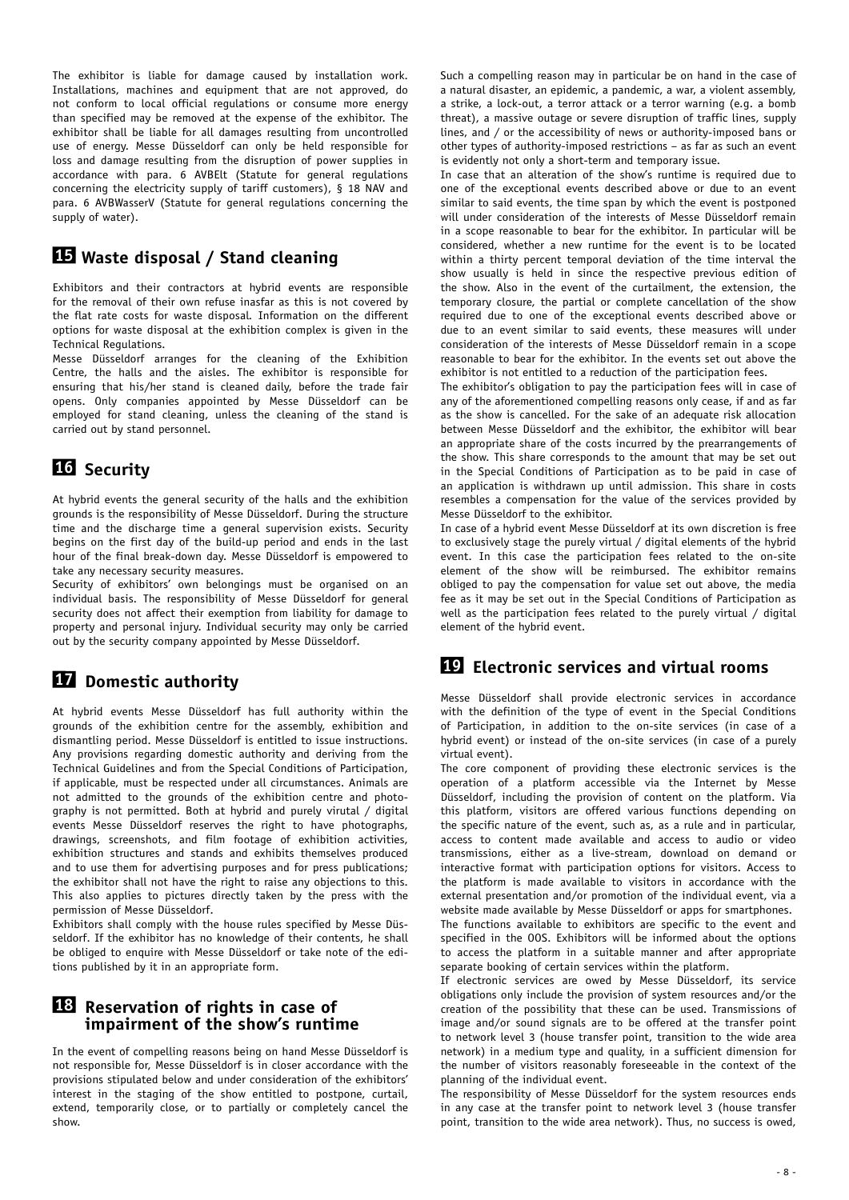The exhibitor is liable for damage caused by installation work. Installations, machines and equipment that are not approved, do not conform to local official regulations or consume more energy than specified may be removed at the expense of the exhibitor. The exhibitor shall be liable for all damages resulting from uncontrolled use of energy. Messe Düsseldorf can only be held responsible for loss and damage resulting from the disruption of power supplies in accordance with para. 6 AVBElt (Statute for general regulations concerning the electricity supply of tariff customers), § 18 NAV and para. 6 AVBWasserV (Statute for general regulations concerning the supply of water).

## 15 Waste disposal / Stand cleaning

Exhibitors and their contractors at hybrid events are responsible for the removal of their own refuse inasfar as this is not covered by the flat rate costs for waste disposal. Information on the different options for waste disposal at the exhibition complex is given in the Technical Regulations.

Messe Düsseldorf arranges for the cleaning of the Exhibition Centre, the halls and the aisles. The exhibitor is responsible for ensuring that his/her stand is cleaned daily, before the trade fair opens. Only companies appointed by Messe Düsseldorf can be employed for stand cleaning, unless the cleaning of the stand is carried out by stand personnel.

## 16 Security

At hybrid events the general security of the halls and the exhibition grounds is the responsibility of Messe Düsseldorf. During the structure time and the discharge time a general supervision exists. Security begins on the first day of the build-up period and ends in the last hour of the final break-down day. Messe Düsseldorf is empowered to take any necessary security measures.

Security of exhibitors' own belongings must be organised on an individual basis. The responsibility of Messe Düsseldorf for general security does not affect their exemption from liability for damage to property and personal injury. Individual security may only be carried out by the security company appointed by Messe Düsseldorf.

## 17 Domestic authority

At hybrid events Messe Düsseldorf has full authority within the grounds of the exhibition centre for the assembly, exhibition and dismantling period. Messe Düsseldorf is entitled to issue instructions. Any provisions regarding domestic authority and deriving from the Technical Guidelines and from the Special Conditions of Participation, if applicable, must be respected under all circumstances. Animals are not admitted to the grounds of the exhibition centre and photography is not permitted. Both at hybrid and purely virutal / digital events Messe Düsseldorf reserves the right to have photographs, drawings, screenshots, and film footage of exhibition activities, exhibition structures and stands and exhibits themselves produced and to use them for advertising purposes and for press publications; the exhibitor shall not have the right to raise any objections to this. This also applies to pictures directly taken by the press with the permission of Messe Düsseldorf.

Exhibitors shall comply with the house rules specified by Messe Düsseldorf. If the exhibitor has no knowledge of their contents, he shall be obliged to enquire with Messe Düsseldorf or take note of the editions published by it in an appropriate form.

## 18 Reservation of rights in case of impairment of the show's runtime

In the event of compelling reasons being on hand Messe Düsseldorf is not responsible for, Messe Düsseldorf is in closer accordance with the provisions stipulated below and under consideration of the exhibitors' interest in the staging of the show entitled to postpone, curtail, extend, temporarily close, or to partially or completely cancel the show.

Such a compelling reason may in particular be on hand in the case of a natural disaster, an epidemic, a pandemic, a war, a violent assembly, a strike, a lock-out, a terror attack or a terror warning (e.g. a bomb threat), a massive outage or severe disruption of traffic lines, supply lines, and / or the accessibility of news or authority-imposed bans or other types of authority-imposed restrictions – as far as such an event is evidently not only a short-term and temporary issue.

In case that an alteration of the show's runtime is required due to one of the exceptional events described above or due to an event similar to said events, the time span by which the event is postponed will under consideration of the interests of Messe Düsseldorf remain in a scope reasonable to bear for the exhibitor. In particular will be considered, whether a new runtime for the event is to be located within a thirty percent temporal deviation of the time interval the show usually is held in since the respective previous edition of the show. Also in the event of the curtailment, the extension, the temporary closure, the partial or complete cancellation of the show required due to one of the exceptional events described above or due to an event similar to said events, these measures will under consideration of the interests of Messe Düsseldorf remain in a scope reasonable to bear for the exhibitor. In the events set out above the exhibitor is not entitled to a reduction of the participation fees.

The exhibitor's obligation to pay the participation fees will in case of any of the aforementioned compelling reasons only cease, if and as far as the show is cancelled. For the sake of an adequate risk allocation between Messe Düsseldorf and the exhibitor, the exhibitor will bear an appropriate share of the costs incurred by the prearrangements of the show. This share corresponds to the amount that may be set out in the Special Conditions of Participation as to be paid in case of an application is withdrawn up until admission. This share in costs resembles a compensation for the value of the services provided by Messe Düsseldorf to the exhibitor.

In case of a hybrid event Messe Düsseldorf at its own discretion is free to exclusively stage the purely virtual / digital elements of the hybrid event. In this case the participation fees related to the on-site element of the show will be reimbursed. The exhibitor remains obliged to pay the compensation for value set out above, the media fee as it may be set out in the Special Conditions of Participation as well as the participation fees related to the purely virtual / digital element of the hybrid event.

## 19 Electronic services and virtual rooms

Messe Düsseldorf shall provide electronic services in accordance with the definition of the type of event in the Special Conditions of Participation, in addition to the on-site services (in case of a hybrid event) or instead of the on-site services (in case of a purely virtual event).

The core component of providing these electronic services is the operation of a platform accessible via the Internet by Messe Düsseldorf, including the provision of content on the platform. Via this platform, visitors are offered various functions depending on the specific nature of the event, such as, as a rule and in particular, access to content made available and access to audio or video transmissions, either as a live-stream, download on demand or interactive format with participation options for visitors. Access to the platform is made available to visitors in accordance with the external presentation and/or promotion of the individual event, via a website made available by Messe Düsseldorf or apps for smartphones.

The functions available to exhibitors are specific to the event and specified in the OOS. Exhibitors will be informed about the options to access the platform in a suitable manner and after appropriate separate booking of certain services within the platform.

If electronic services are owed by Messe Düsseldorf, its service obligations only include the provision of system resources and/or the creation of the possibility that these can be used. Transmissions of image and/or sound signals are to be offered at the transfer point to network level 3 (house transfer point, transition to the wide area network) in a medium type and quality, in a sufficient dimension for the number of visitors reasonably foreseeable in the context of the planning of the individual event.

The responsibility of Messe Düsseldorf for the system resources ends in any case at the transfer point to network level 3 (house transfer point, transition to the wide area network). Thus, no success is owed,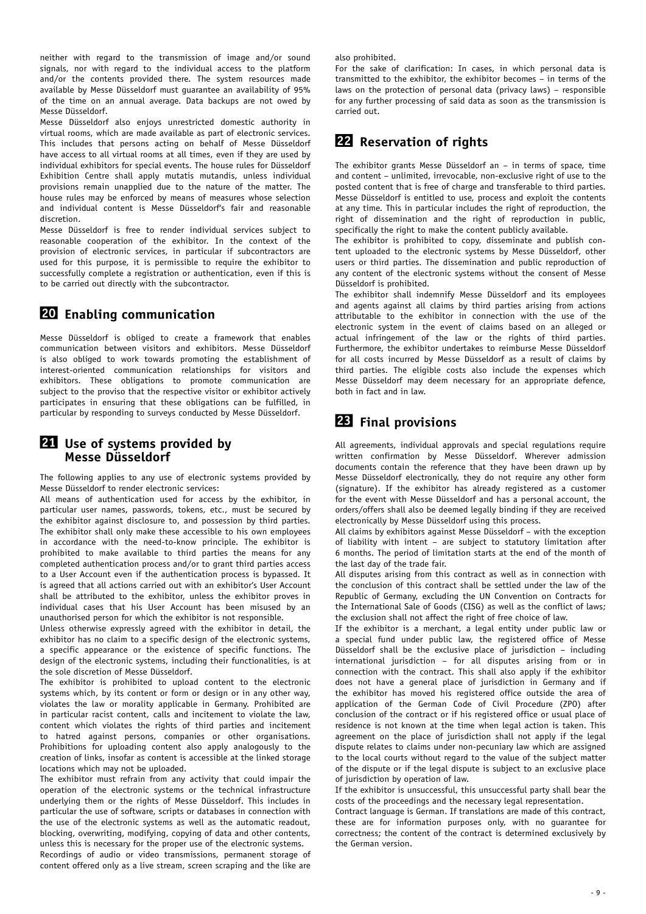neither with regard to the transmission of image and/or sound signals, nor with regard to the individual access to the platform and/or the contents provided there. The system resources made available by Messe Düsseldorf must guarantee an availability of 95% of the time on an annual average. Data backups are not owed by Messe Düsseldorf.

Messe Düsseldorf also enjoys unrestricted domestic authority in virtual rooms, which are made available as part of electronic services. This includes that persons acting on behalf of Messe Düsseldorf have access to all virtual rooms at all times, even if they are used by individual exhibitors for special events. The house rules for Düsseldorf Exhibition Centre shall apply mutatis mutandis, unless individual provisions remain unapplied due to the nature of the matter. The house rules may be enforced by means of measures whose selection and individual content is Messe Düsseldorf's fair and reasonable discretion.

Messe Düsseldorf is free to render individual services subject to reasonable cooperation of the exhibitor. In the context of the provision of electronic services, in particular if subcontractors are used for this purpose, it is permissible to require the exhibitor to successfully complete a registration or authentication, even if this is to be carried out directly with the subcontractor.

## 20 Enabling communication

Messe Düsseldorf is obliged to create a framework that enables communication between visitors and exhibitors. Messe Düsseldorf is also obliged to work towards promoting the establishment of interest-oriented communication relationships for visitors and exhibitors. These obligations to promote communication are subject to the proviso that the respective visitor or exhibitor actively participates in ensuring that these obligations can be fulfilled, in particular by responding to surveys conducted by Messe Düsseldorf.

## 21 Use of systems provided by Messe Düsseldorf

The following applies to any use of electronic systems provided by Messe Düsseldorf to render electronic services:

All means of authentication used for access by the exhibitor, in particular user names, passwords, tokens, etc., must be secured by the exhibitor against disclosure to, and possession by third parties. The exhibitor shall only make these accessible to his own employees in accordance with the need-to-know principle. The exhibitor is prohibited to make available to third parties the means for any completed authentication process and/or to grant third parties access to a User Account even if the authentication process is bypassed. It is agreed that all actions carried out with an exhibitor's User Account shall be attributed to the exhibitor, unless the exhibitor proves in individual cases that his User Account has been misused by an unauthorised person for which the exhibitor is not responsible.

Unless otherwise expressly agreed with the exhibitor in detail, the exhibitor has no claim to a specific design of the electronic systems, a specific appearance or the existence of specific functions. The design of the electronic systems, including their functionalities, is at the sole discretion of Messe Düsseldorf.

The exhibitor is prohibited to upload content to the electronic systems which, by its content or form or design or in any other way, violates the law or morality applicable in Germany. Prohibited are in particular racist content, calls and incitement to violate the law, content which violates the rights of third parties and incitement to hatred against persons, companies or other organisations. Prohibitions for uploading content also apply analogously to the creation of links, insofar as content is accessible at the linked storage locations which may not be uploaded.

The exhibitor must refrain from any activity that could impair the operation of the electronic systems or the technical infrastructure underlying them or the rights of Messe Düsseldorf. This includes in particular the use of software, scripts or databases in connection with the use of the electronic systems as well as the automatic readout, blocking, overwriting, modifying, copying of data and other contents, unless this is necessary for the proper use of the electronic systems.

Recordings of audio or video transmissions, permanent storage of content offered only as a live stream, screen scraping and the like are also prohibited.

For the sake of clarification: In cases, in which personal data is transmitted to the exhibitor, the exhibitor becomes – in terms of the laws on the protection of personal data (privacy laws) – responsible for any further processing of said data as soon as the transmission is carried out.

## 22 Reservation of rights

The exhibitor grants Messe Düsseldorf an – in terms of space, time and content – unlimited, irrevocable, non-exclusive right of use to the posted content that is free of charge and transferable to third parties. Messe Düsseldorf is entitled to use, process and exploit the contents at any time. This in particular includes the right of reproduction, the right of dissemination and the right of reproduction in public, specifically the right to make the content publicly available.

The exhibitor is prohibited to copy, disseminate and publish content uploaded to the electronic systems by Messe Düsseldorf, other users or third parties. The dissemination and public reproduction of any content of the electronic systems without the consent of Messe Düsseldorf is prohibited.

The exhibitor shall indemnify Messe Düsseldorf and its employees and agents against all claims by third parties arising from actions attributable to the exhibitor in connection with the use of the electronic system in the event of claims based on an alleged or actual infringement of the law or the rights of third parties. Furthermore, the exhibitor undertakes to reimburse Messe Düsseldorf for all costs incurred by Messe Düsseldorf as a result of claims by third parties. The eligible costs also include the expenses which Messe Düsseldorf may deem necessary for an appropriate defence, both in fact and in law.

## 23 Final provisions

All agreements, individual approvals and special regulations require written confirmation by Messe Düsseldorf. Wherever admission documents contain the reference that they have been drawn up by Messe Düsseldorf electronically, they do not require any other form (signature). If the exhibitor has already registered as a customer for the event with Messe Düsseldorf and has a personal account, the orders/offers shall also be deemed legally binding if they are received electronically by Messe Düsseldorf using this process.

All claims by exhibitors against Messe Düsseldorf – with the exception of liability with intent – are subject to statutory limitation after 6 months. The period of limitation starts at the end of the month of the last day of the trade fair.

All disputes arising from this contract as well as in connection with the conclusion of this contract shall be settled under the law of the Republic of Germany, excluding the UN Convention on Contracts for the International Sale of Goods (CISG) as well as the conflict of laws; the exclusion shall not affect the right of free choice of law.

If the exhibitor is a merchant, a legal entity under public law or a special fund under public law, the registered office of Messe Düsseldorf shall be the exclusive place of jurisdiction – including international jurisdiction – for all disputes arising from or in connection with the contract. This shall also apply if the exhibitor does not have a general place of jurisdiction in Germany and if the exhibitor has moved his registered office outside the area of application of the German Code of Civil Procedure (ZPO) after conclusion of the contract or if his registered office or usual place of residence is not known at the time when legal action is taken. This agreement on the place of jurisdiction shall not apply if the legal dispute relates to claims under non-pecuniary law which are assigned to the local courts without regard to the value of the subject matter of the dispute or if the legal dispute is subject to an exclusive place of jurisdiction by operation of law.

If the exhibitor is unsuccessful, this unsuccessful party shall bear the costs of the proceedings and the necessary legal representation.

Contract language is German. If translations are made of this contract, these are for information purposes only, with no guarantee for correctness; the content of the contract is determined exclusively by the German version.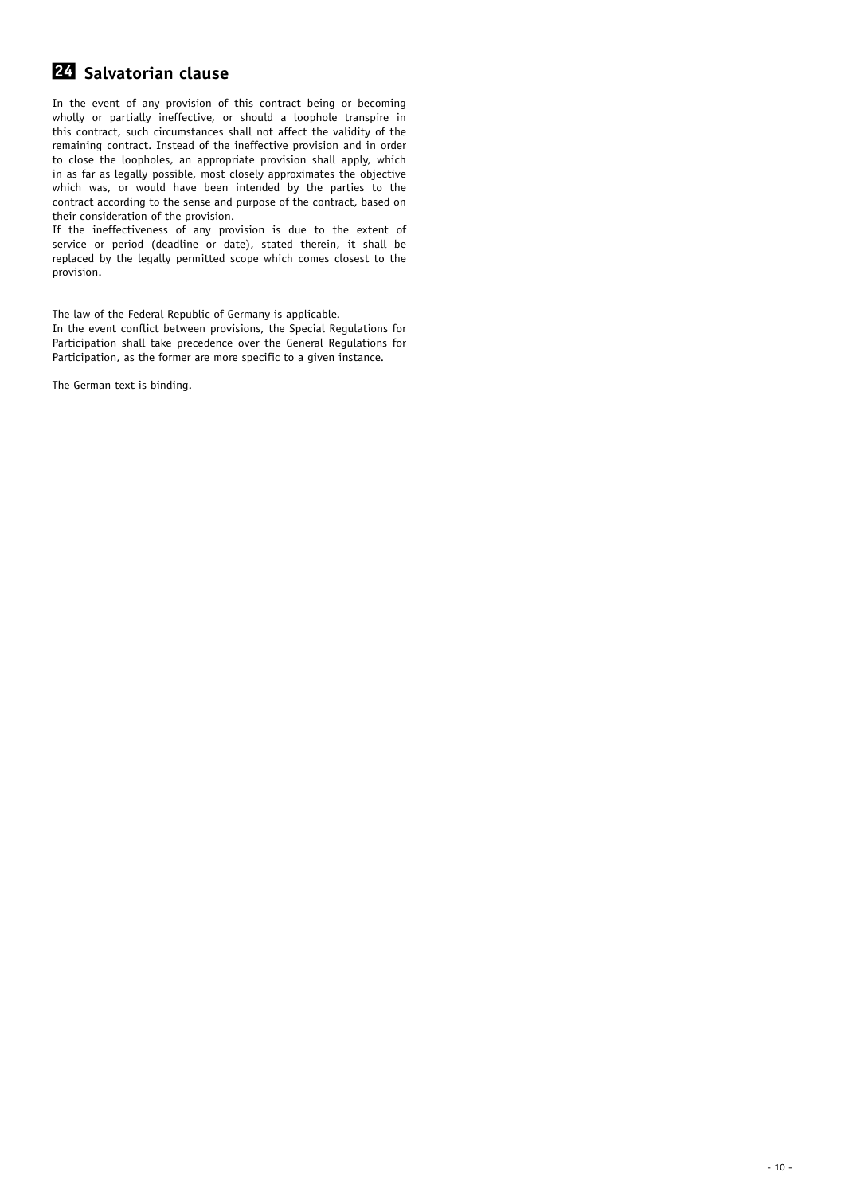## 24 Salvatorian clause

In the event of any provision of this contract being or becoming wholly or partially ineffective, or should a loophole transpire in this contract, such circumstances shall not affect the validity of the remaining contract. Instead of the ineffective provision and in order to close the loopholes, an appropriate provision shall apply, which in as far as legally possible, most closely approximates the objective which was, or would have been intended by the parties to the contract according to the sense and purpose of the contract, based on their consideration of the provision.
If the ineffectiveness of any provision is due to the extent of service or period (deadline or date), stated therein, it shall be replaced by the legally permitted scope which comes closest to the provision.

The law of the Federal Republic of Germany is applicable.
In the event conflict between provisions, the Special Regulations for Participation shall take precedence over the General Regulations for Participation, as the former are more specific to a given instance.

The German text is binding.